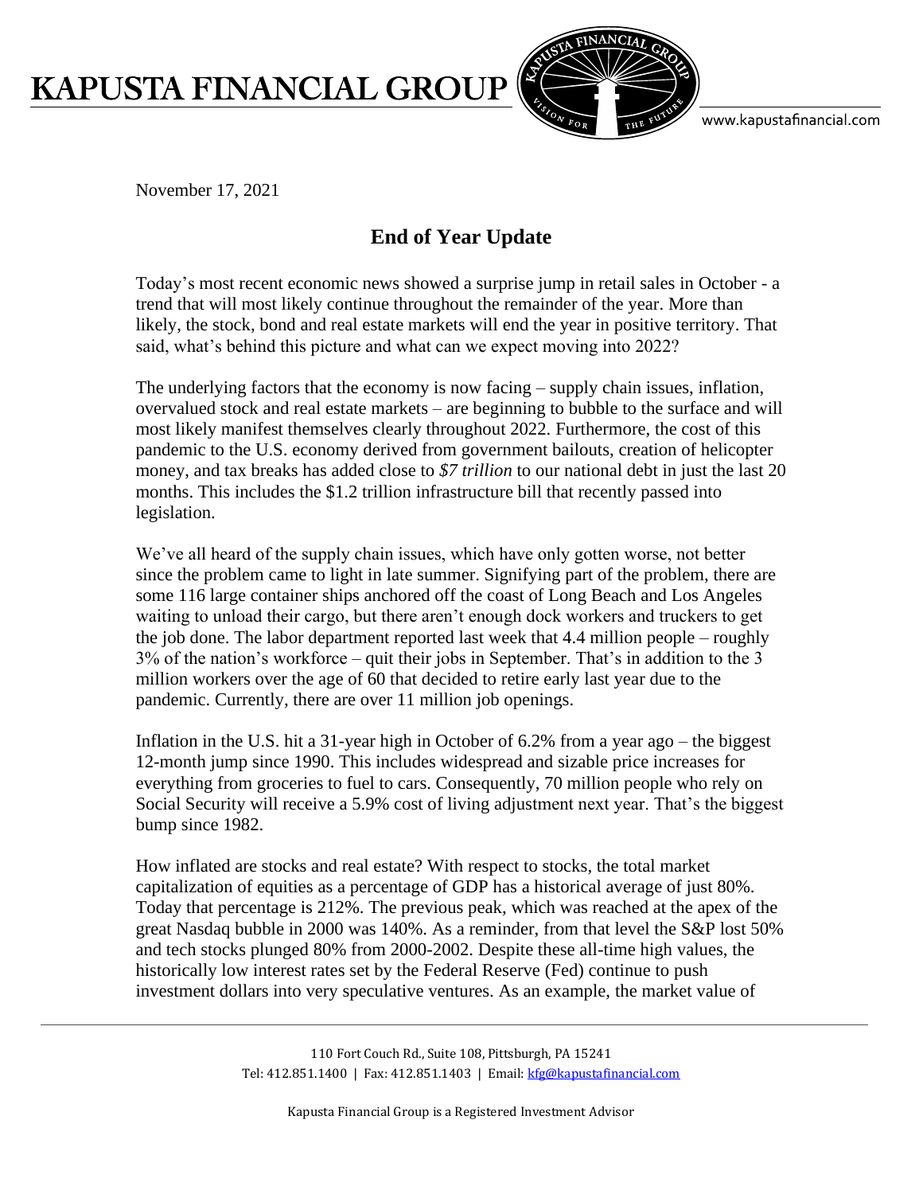November 17, 2021

# End of Year Update

Today's most recent economic news showed a surprise jump in retail sales in October - a trend that will most likely continue throughout the remainder of the year. More than likely, the stock, bond and real estate markets will end the year in positive territory. That said, what's behind this picture and what can we expect moving into 2022?

The underlying factors that the economy is now facing – supply chain issues, inflation, overvalued stock and real estate markets – are beginning to bubble to the surface and will most likely manifest themselves clearly throughout 2022. Furthermore, the cost of this pandemic to the U.S. economy derived from government bailouts, creation of helicopter money, and tax breaks has added close to *$7 trillion* to our national debt in just the last 20 months. This includes the $1.2 trillion infrastructure bill that recently passed into legislation.

We've all heard of the supply chain issues, which have only gotten worse, not better since the problem came to light in late summer. Signifying part of the problem, there are some 116 large container ships anchored off the coast of Long Beach and Los Angeles waiting to unload their cargo, but there aren't enough dock workers and truckers to get the job done. The labor department reported last week that 4.4 million people – roughly 3% of the nation's workforce – quit their jobs in September. That's in addition to the 3 million workers over the age of 60 that decided to retire early last year due to the pandemic. Currently, there are over 11 million job openings.

Inflation in the U.S. hit a 31-year high in October of 6.2% from a year ago – the biggest 12-month jump since 1990. This includes widespread and sizable price increases for everything from groceries to fuel to cars. Consequently, 70 million people who rely on Social Security will receive a 5.9% cost of living adjustment next year. That's the biggest bump since 1982.

How inflated are stocks and real estate? With respect to stocks, the total market capitalization of equities as a percentage of GDP has a historical average of just 80%. Today that percentage is 212%. The previous peak, which was reached at the apex of the great Nasdaq bubble in 2000 was 140%. As a reminder, from that level the S&P lost 50% and tech stocks plunged 80% from 2000-2002. Despite these all-time high values, the historically low interest rates set by the Federal Reserve (Fed) continue to push investment dollars into very speculative ventures. As an example, the market value of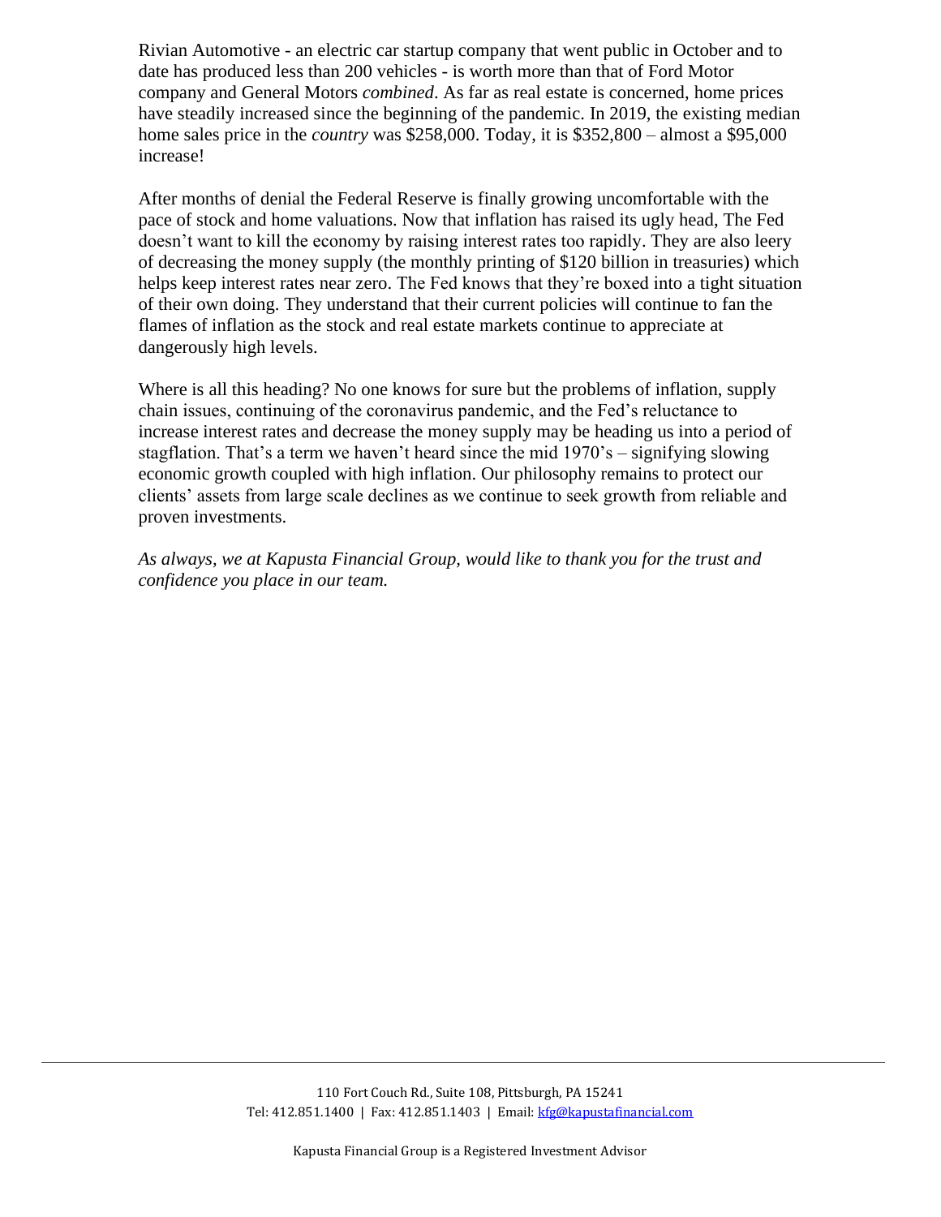Rivian Automotive - an electric car startup company that went public in October and to date has produced less than 200 vehicles - is worth more than that of Ford Motor company and General Motors *combined*. As far as real estate is concerned, home prices have steadily increased since the beginning of the pandemic. In 2019, the existing median home sales price in the *country* was $258,000. Today, it is $352,800 – almost a $95,000 increase!

After months of denial the Federal Reserve is finally growing uncomfortable with the pace of stock and home valuations. Now that inflation has raised its ugly head, The Fed doesn't want to kill the economy by raising interest rates too rapidly. They are also leery of decreasing the money supply (the monthly printing of $120 billion in treasuries) which helps keep interest rates near zero. The Fed knows that they're boxed into a tight situation of their own doing. They understand that their current policies will continue to fan the flames of inflation as the stock and real estate markets continue to appreciate at dangerously high levels.

Where is all this heading? No one knows for sure but the problems of inflation, supply chain issues, continuing of the coronavirus pandemic, and the Fed's reluctance to increase interest rates and decrease the money supply may be heading us into a period of stagflation. That's a term we haven't heard since the mid 1970's – signifying slowing economic growth coupled with high inflation. Our philosophy remains to protect our clients' assets from large scale declines as we continue to seek growth from reliable and proven investments.

*As always, we at Kapusta Financial Group, would like to thank you for the trust and confidence you place in our team.*

110 Fort Couch Rd., Suite 108, Pittsburgh, PA 15241
Tel: 412.851.1400 | Fax: 412.851.1403 | Email: kfg@kapustafinancial.com

Kapusta Financial Group is a Registered Investment Advisor